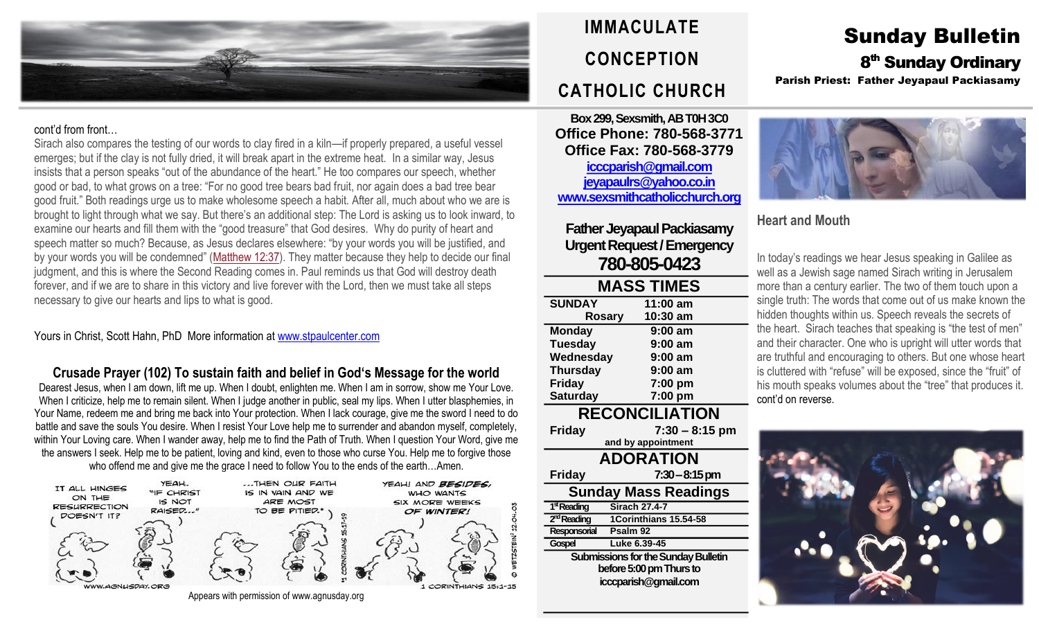# IMMACULATE CONCEPTION CATHOLIC CHURCH

# Sunday Bulletin

## 8th Sunday Ordinary

**Parish Priest: Father Jeyapaul Packiasamy**

cont'd from front…

Sirach also compares the testing of our words to clay fired in a kiln—if properly prepared, a useful vessel emerges; but if the clay is not fully dried, it will break apart in the extreme heat. In a similar way, Jesus insists that a person speaks "out of the abundance of the heart." He too compares our speech, whether good or bad, to what grows on a tree: "For no good tree bears bad fruit, nor again does a bad tree bear good fruit." Both readings urge us to make wholesome speech a habit. After all, much about who we are is brought to light through what we say. But there's an additional step: The Lord is asking us to look inward, to examine our hearts and fill them with the "good treasure" that God desires. Why do purity of heart and speech matter so much? Because, as Jesus declares elsewhere: "by your words you will be justified, and by your words you will be condemned" (Matthew 12:37). They matter because they help to decide our final judgment, and this is where the Second Reading comes in. Paul reminds us that God will destroy death forever, and if we are to share in this victory and live forever with the Lord, then we must take all steps necessary to give our hearts and lips to what is good.

Yours in Christ, Scott Hahn, PhD More information at www.stpaulcenter.com

### Crusade Prayer (102) To sustain faith and belief in God's Message for the world

Dearest Jesus, when I am down, lift me up. When I doubt, enlighten me. When I am in sorrow, show me Your Love. When I criticize, help me to remain silent. When I judge another in public, seal my lips. When I utter blasphemies, in Your Name, redeem me and bring me back into Your protection. When I lack courage, give me the sword I need to do battle and save the souls You desire. When I resist Your Love help me to surrender and abandon myself, completely, within Your Loving care. When I wander away, help me to find the Path of Truth. When I question Your Word, give me the answers I seek. Help me to be patient, loving and kind, even to those who curse You. Help me to forgive those who offend me and give me the grace I need to follow You to the ends of the earth…Amen.

Appears with permission of www.agnusday.org

Box 299, Sexsmith, AB T0H 3C0
**Office Phone: 780-568-3771**
**Office Fax: 780-568-3779**
icccparish@gmail.com
jeyapaulrs@yahoo.co.in
www.sexsmithcatholicchurch.org

**Father Jeyapaul Packiasamy**
**Urgent Request / Emergency**
**780-805-0423**

### MASS TIMES

| | |
|---|---|
| **SUNDAY** | **11:00 am** |
| **Rosary** | **10:30 am** |
| **Monday** | **9:00 am** |
| **Tuesday** | **9:00 am** |
| **Wednesday** | **9:00 am** |
| **Thursday** | **9:00 am** |
| **Friday** | **7:00 pm** |
| **Saturday** | **7:00 pm** |

### RECONCILIATION

**Friday** 7:30 – 8:15 pm
and by appointment

### ADORATION

**Friday** 7:30 – 8:15 pm

### Sunday Mass Readings

| | |
|---|---|
| 1st Reading | Sirach 27.4-7 |
| 2nd Reading | 1Corinthians 15.54-58 |
| Responsorial | Psalm 92 |
| Gospel | Luke 6.39-45 |

**Submissions for the Sunday Bulletin before 5:00 pm Thurs to icccparish@gmail.com**

## Heart and Mouth

In today's readings we hear Jesus speaking in Galilee as well as a Jewish sage named Sirach writing in Jerusalem more than a century earlier. The two of them touch upon a single truth: The words that come out of us make known the hidden thoughts within us. Speech reveals the secrets of the heart. Sirach teaches that speaking is "the test of men" and their character. One who is upright will utter words that are truthful and encouraging to others. But one whose heart is cluttered with "refuse" will be exposed, since the "fruit" of his mouth speaks volumes about the "tree" that produces it. cont'd on reverse.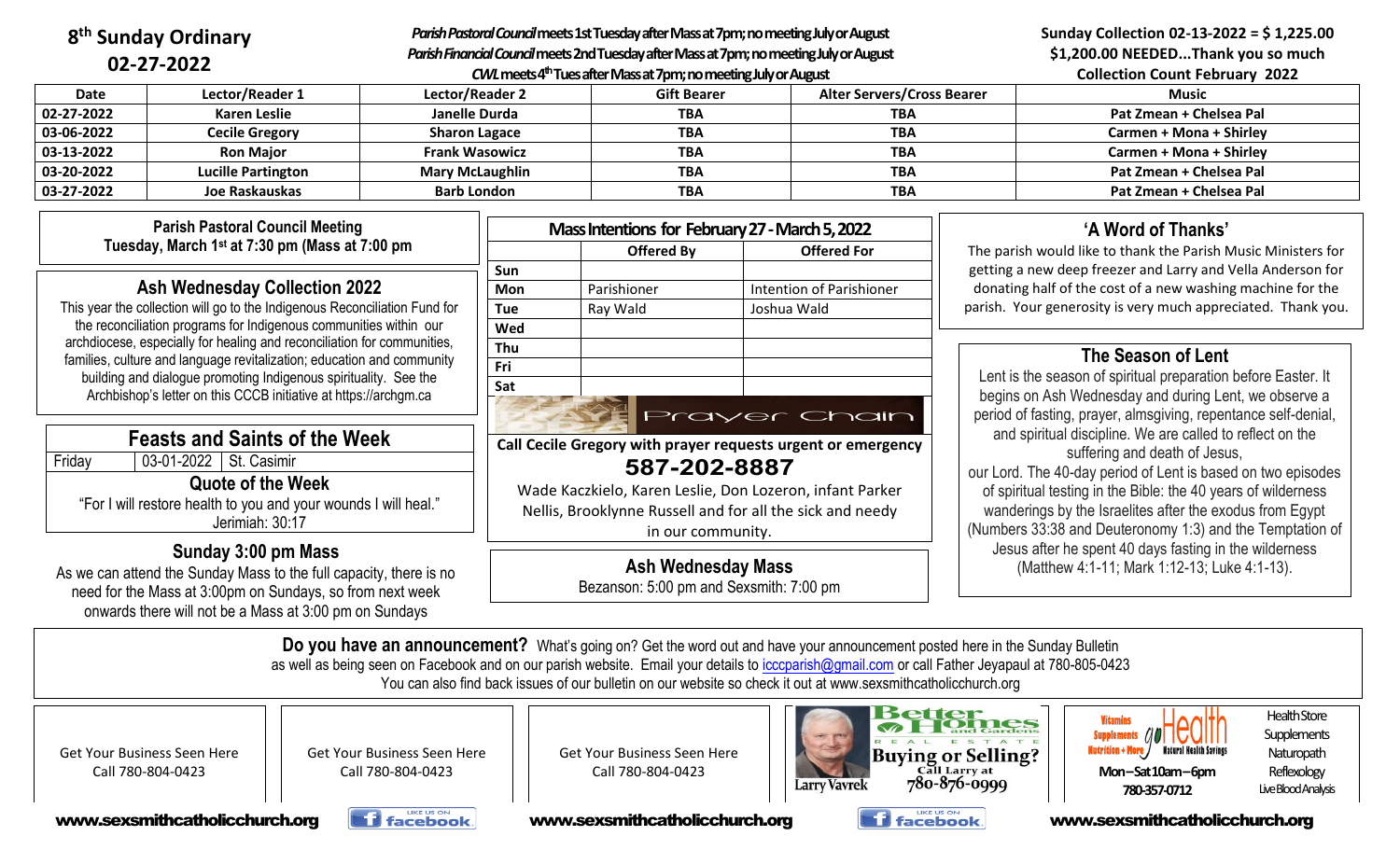# 8th Sunday Ordinary 02-27-2022

***Parish Pastoral Council meets 1st Tuesday after Mass at 7pm; no meeting July or August***
***Parish Financial Council meets 2nd Tuesday after Mass at 7pm; no meeting July or August***
***CWL meets 4th Tues after Mass at 7pm; no meeting July or August***

**Sunday Collection 02-13-2022 = $ 1,225.00**
**$1,200.00 NEEDED...Thank you so much**
**Collection Count February 2022**

| Date | Lector/Reader 1 | Lector/Reader 2 | Gift Bearer | Alter Servers/Cross Bearer | Music |
|---|---|---|---|---|---|
| 02-27-2022 | Karen Leslie | Janelle Durda | TBA | TBA | Pat Zmean + Chelsea Pal |
| 03-06-2022 | Cecile Gregory | Sharon Lagace | TBA | TBA | Carmen + Mona + Shirley |
| 03-13-2022 | Ron Major | Frank Wasowicz | TBA | TBA | Carmen + Mona + Shirley |
| 03-20-2022 | Lucille Partington | Mary McLaughlin | TBA | TBA | Pat Zmean + Chelsea Pal |
| 03-27-2022 | Joe Raskauskas | Barb London | TBA | TBA | Pat Zmean + Chelsea Pal |

**Parish Pastoral Council Meeting**
**Tuesday, March 1st at 7:30 pm (Mass at 7:00 pm**

## Ash Wednesday Collection 2022

This year the collection will go to the Indigenous Reconciliation Fund for the reconciliation programs for Indigenous communities within our archdiocese, especially for healing and reconciliation for communities, families, culture and language revitalization; education and community building and dialogue promoting Indigenous spirituality. See the Archbishop's letter on this CCCB initiative at https://archgm.ca

## Feasts and Saints of the Week

| | | |
|---|---|---|
| Friday | 03-01-2022 | St. Casimir |

**Quote of the Week**

"For I will restore health to you and your wounds I will heal."
Jerimiah: 30:17

## Sunday 3:00 pm Mass

As we can attend the Sunday Mass to the full capacity, there is no need for the Mass at 3:00pm on Sundays, so from next week onwards there will not be a Mass at 3:00 pm on Sundays

**Mass Intentions for February 27 - March 5, 2022**

| | Offered By | Offered For |
|---|---|---|
| Sun | | |
| Mon | Parishioner | Intention of Parishioner |
| Tue | Ray Wald | Joshua Wald |
| Wed | | |
| Thu | | |
| Fri | | |
| Sat | | |

## Prayer Chain

**Call Cecile Gregory with prayer requests urgent or emergency**

**587-202-8887**

Wade Kaczkielo, Karen Leslie, Don Lozeron, infant Parker Nellis, Brooklynne Russell and for all the sick and needy in our community.

## Ash Wednesday Mass

Bezanson: 5:00 pm and Sexsmith: 7:00 pm

## 'A Word of Thanks'

The parish would like to thank the Parish Music Ministers for getting a new deep freezer and Larry and Vella Anderson for donating half of the cost of a new washing machine for the parish. Your generosity is very much appreciated. Thank you.

## The Season of Lent

Lent is the season of spiritual preparation before Easter. It begins on Ash Wednesday and during Lent, we observe a period of fasting, prayer, almsgiving, repentance self-denial, and spiritual discipline. We are called to reflect on the suffering and death of Jesus, our Lord. The 40-day period of Lent is based on two episodes of spiritual testing in the Bible: the 40 years of wilderness wanderings by the Israelites after the exodus from Egypt (Numbers 33:38 and Deuteronomy 1:3) and the Temptation of Jesus after he spent 40 days fasting in the wilderness (Matthew 4:1-11; Mark 1:12-13; Luke 4:1-13).

**Do you have an announcement?** What's going on? Get the word out and have your announcement posted here in the Sunday Bulletin as well as being seen on Facebook and on our parish website. Email your details to icccparish@gmail.com or call Father Jeyapaul at 780-805-0423
You can also find back issues of our bulletin on our website so check it out at www.sexsmithcatholicchurch.org

Get Your Business Seen Here
Call 780-804-0423

Get Your Business Seen Here
Call 780-804-0423

Get Your Business Seen Here
Call 780-804-0423

Better Homes and Gardens Real Estate
Buying or Selling? Call Larry at 780-876-0999
Larry Vavrek

Vitamins Supplements Nutrition + More — goHealth Natural Health Savings
Mon – Sat 10am – 6pm
780-357-0712
Health Store, Supplements, Naturopath, Reflexology, Live Blood Analysis

www.sexsmithcatholicchurch.org | Like us on facebook | www.sexsmithcatholicchurch.org | Like us on facebook | www.sexsmithcatholicchurch.org